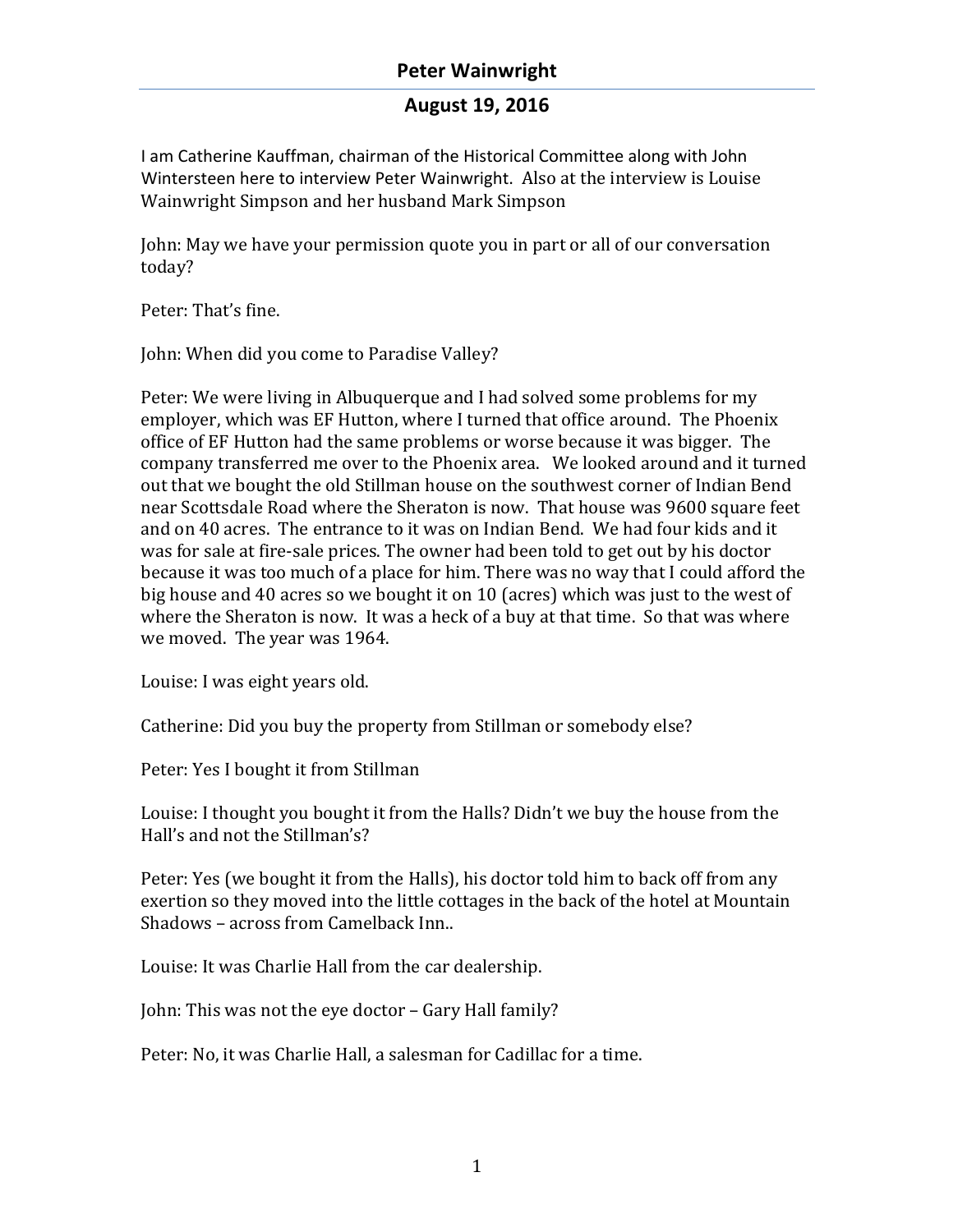# Peter Wainwright

## August 19, 2016

I am Catherine Kauffman, chairman of the Historical Committee along with John Wintersteen here to interview Peter Wainwright. Also at the interview is Louise Wainwright Simpson and her husband Mark Simpson

John: May we have your permission quote you in part or all of our conversation today?

Peter: That's fine.

John: When did you come to Paradise Valley?

Peter: We were living in Albuquerque and I had solved some problems for my employer, which was EF Hutton, where I turned that office around. The Phoenix office of EF Hutton had the same problems or worse because it was bigger. The company transferred me over to the Phoenix area. We looked around and it turned out that we bought the old Stillman house on the southwest corner of Indian Bend near Scottsdale Road where the Sheraton is now. That house was 9600 square feet and on 40 acres. The entrance to it was on Indian Bend. We had four kids and it was for sale at fire-sale prices. The owner had been told to get out by his doctor because it was too much of a place for him. There was no way that I could afford the big house and 40 acres so we bought it on 10 (acres) which was just to the west of where the Sheraton is now. It was a heck of a buy at that time. So that was where we moved. The year was 1964.

Louise: I was eight years old.

Catherine: Did you buy the property from Stillman or somebody else?

Peter: Yes I bought it from Stillman

Louise: I thought you bought it from the Halls? Didn't we buy the house from the Hall's and not the Stillman's?

Peter: Yes (we bought it from the Halls), his doctor told him to back off from any exertion so they moved into the little cottages in the back of the hotel at Mountain Shadows – across from Camelback Inn..

Louise: It was Charlie Hall from the car dealership.

John: This was not the eye doctor – Gary Hall family?

Peter: No, it was Charlie Hall, a salesman for Cadillac for a time.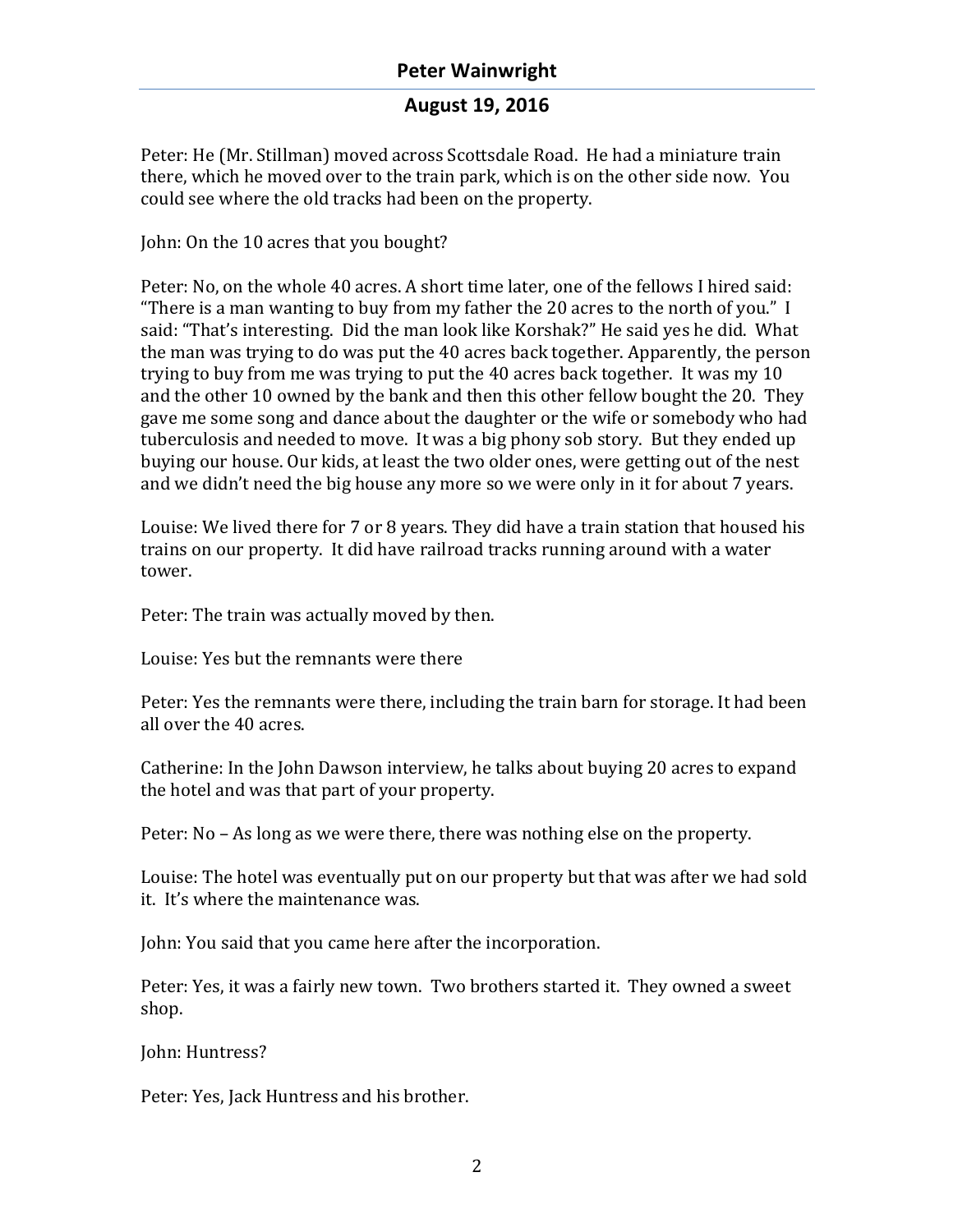Peter: He (Mr. Stillman) moved across Scottsdale Road. He had a miniature train there, which he moved over to the train park, which is on the other side now. You could see where the old tracks had been on the property.

John: On the 10 acres that you bought?

Peter: No, on the whole 40 acres. A short time later, one of the fellows I hired said: "There is a man wanting to buy from my father the 20 acres to the north of you." I said: "That's interesting. Did the man look like Korshak?" He said yes he did. What the man was trying to do was put the 40 acres back together. Apparently, the person trying to buy from me was trying to put the 40 acres back together. It was my 10 and the other 10 owned by the bank and then this other fellow bought the 20. They gave me some song and dance about the daughter or the wife or somebody who had tuberculosis and needed to move. It was a big phony sob story. But they ended up buying our house. Our kids, at least the two older ones, were getting out of the nest and we didn't need the big house any more so we were only in it for about 7 years.

Louise: We lived there for 7 or 8 years. They did have a train station that housed his trains on our property. It did have railroad tracks running around with a water tower.

Peter: The train was actually moved by then.

Louise: Yes but the remnants were there

Peter: Yes the remnants were there, including the train barn for storage. It had been all over the 40 acres.

Catherine: In the John Dawson interview, he talks about buying 20 acres to expand the hotel and was that part of your property.

Peter: No – As long as we were there, there was nothing else on the property.

Louise: The hotel was eventually put on our property but that was after we had sold it. It's where the maintenance was.

John: You said that you came here after the incorporation.

Peter: Yes, it was a fairly new town. Two brothers started it. They owned a sweet shop.

John: Huntress?

Peter: Yes, Jack Huntress and his brother.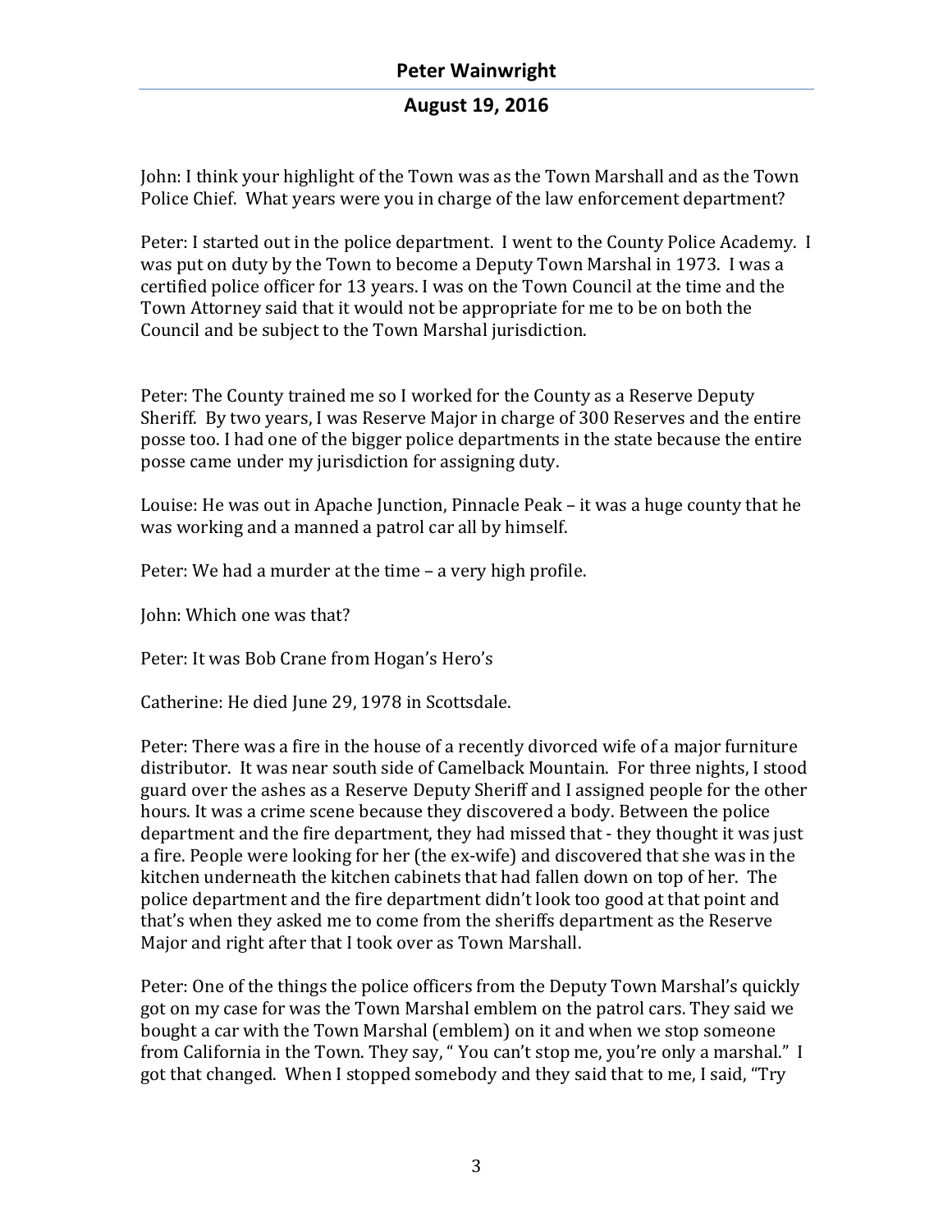John: I think your highlight of the Town was as the Town Marshall and as the Town Police Chief. What years were you in charge of the law enforcement department?

Peter: I started out in the police department. I went to the County Police Academy. I was put on duty by the Town to become a Deputy Town Marshal in 1973. I was a certified police officer for 13 years. I was on the Town Council at the time and the Town Attorney said that it would not be appropriate for me to be on both the Council and be subject to the Town Marshal jurisdiction.

Peter: The County trained me so I worked for the County as a Reserve Deputy Sheriff. By two years, I was Reserve Major in charge of 300 Reserves and the entire posse too. I had one of the bigger police departments in the state because the entire posse came under my jurisdiction for assigning duty.

Louise: He was out in Apache Junction, Pinnacle Peak – it was a huge county that he was working and a manned a patrol car all by himself.

Peter: We had a murder at the time – a very high profile.

John: Which one was that?

Peter: It was Bob Crane from Hogan's Hero's

Catherine: He died June 29, 1978 in Scottsdale.

Peter: There was a fire in the house of a recently divorced wife of a major furniture distributor. It was near south side of Camelback Mountain. For three nights, I stood guard over the ashes as a Reserve Deputy Sheriff and I assigned people for the other hours. It was a crime scene because they discovered a body. Between the police department and the fire department, they had missed that - they thought it was just a fire. People were looking for her (the ex-wife) and discovered that she was in the kitchen underneath the kitchen cabinets that had fallen down on top of her. The police department and the fire department didn't look too good at that point and that's when they asked me to come from the sheriffs department as the Reserve Major and right after that I took over as Town Marshall.

Peter: One of the things the police officers from the Deputy Town Marshal's quickly got on my case for was the Town Marshal emblem on the patrol cars. They said we bought a car with the Town Marshal (emblem) on it and when we stop someone from California in the Town. They say, " You can't stop me, you're only a marshal." I got that changed. When I stopped somebody and they said that to me, I said, "Try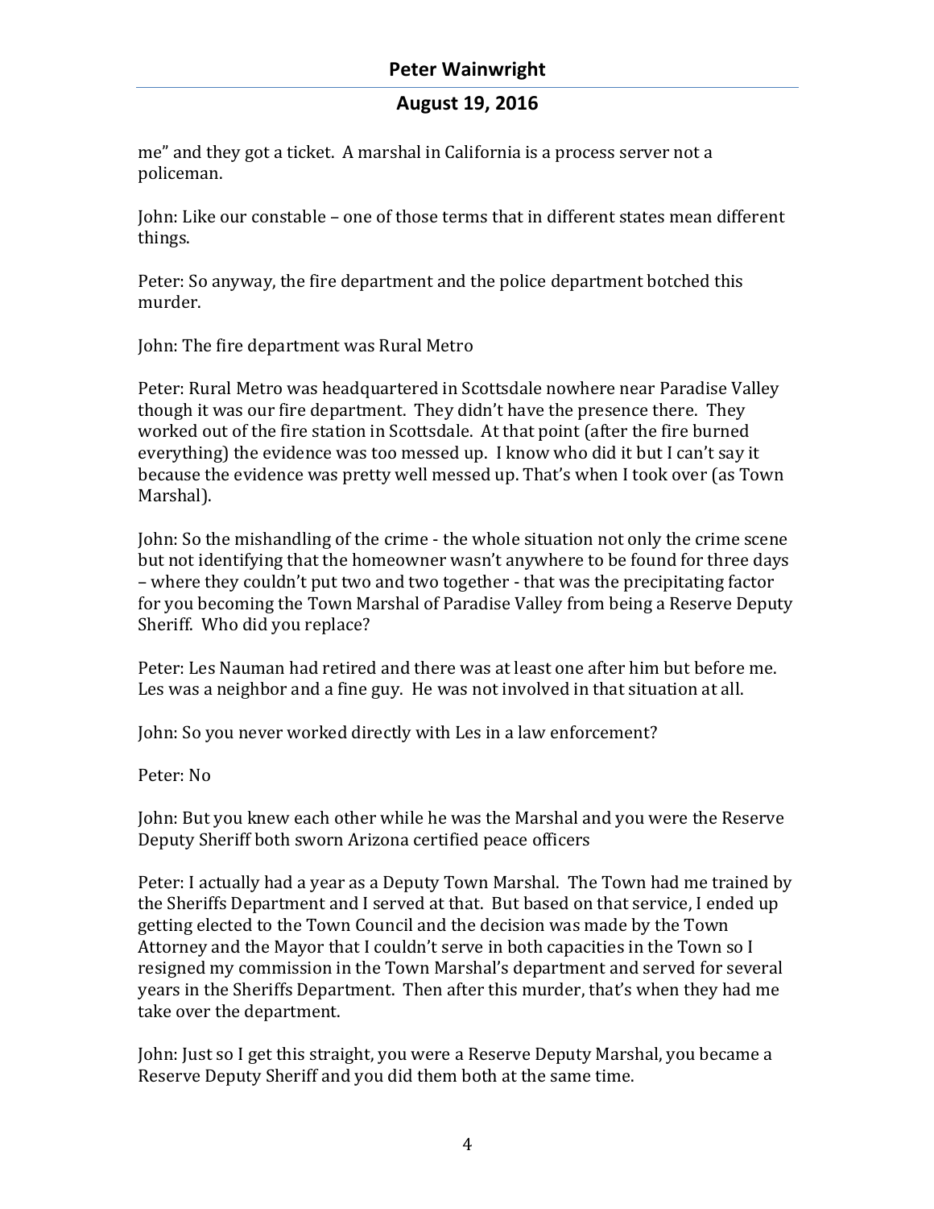me" and they got a ticket. A marshal in California is a process server not a policeman.

John: Like our constable – one of those terms that in different states mean different things.

Peter: So anyway, the fire department and the police department botched this murder.

John: The fire department was Rural Metro

Peter: Rural Metro was headquartered in Scottsdale nowhere near Paradise Valley though it was our fire department. They didn't have the presence there. They worked out of the fire station in Scottsdale. At that point (after the fire burned everything) the evidence was too messed up. I know who did it but I can't say it because the evidence was pretty well messed up. That's when I took over (as Town Marshal).

John: So the mishandling of the crime - the whole situation not only the crime scene but not identifying that the homeowner wasn't anywhere to be found for three days – where they couldn't put two and two together - that was the precipitating factor for you becoming the Town Marshal of Paradise Valley from being a Reserve Deputy Sheriff. Who did you replace?

Peter: Les Nauman had retired and there was at least one after him but before me. Les was a neighbor and a fine guy. He was not involved in that situation at all.

John: So you never worked directly with Les in a law enforcement?

Peter: No

John: But you knew each other while he was the Marshal and you were the Reserve Deputy Sheriff both sworn Arizona certified peace officers

Peter: I actually had a year as a Deputy Town Marshal. The Town had me trained by the Sheriffs Department and I served at that. But based on that service, I ended up getting elected to the Town Council and the decision was made by the Town Attorney and the Mayor that I couldn't serve in both capacities in the Town so I resigned my commission in the Town Marshal's department and served for several years in the Sheriffs Department. Then after this murder, that's when they had me take over the department.

John: Just so I get this straight, you were a Reserve Deputy Marshal, you became a Reserve Deputy Sheriff and you did them both at the same time.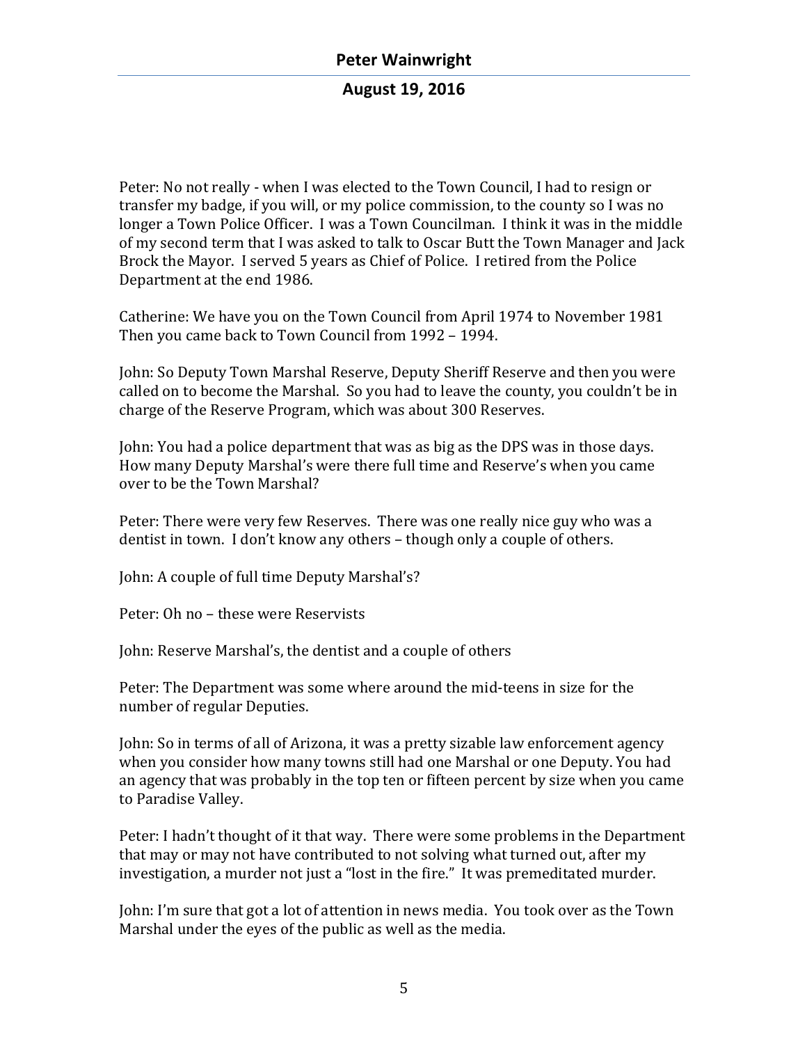Peter: No not really - when I was elected to the Town Council, I had to resign or transfer my badge, if you will, or my police commission, to the county so I was no longer a Town Police Officer. I was a Town Councilman. I think it was in the middle of my second term that I was asked to talk to Oscar Butt the Town Manager and Jack Brock the Mayor. I served 5 years as Chief of Police. I retired from the Police Department at the end 1986.

Catherine: We have you on the Town Council from April 1974 to November 1981 Then you came back to Town Council from 1992 – 1994.

John: So Deputy Town Marshal Reserve, Deputy Sheriff Reserve and then you were called on to become the Marshal. So you had to leave the county, you couldn't be in charge of the Reserve Program, which was about 300 Reserves.

John: You had a police department that was as big as the DPS was in those days. How many Deputy Marshal's were there full time and Reserve's when you came over to be the Town Marshal?

Peter: There were very few Reserves. There was one really nice guy who was a dentist in town. I don't know any others – though only a couple of others.

John: A couple of full time Deputy Marshal's?

Peter: Oh no – these were Reservists

John: Reserve Marshal's, the dentist and a couple of others

Peter: The Department was some where around the mid-teens in size for the number of regular Deputies.

John: So in terms of all of Arizona, it was a pretty sizable law enforcement agency when you consider how many towns still had one Marshal or one Deputy. You had an agency that was probably in the top ten or fifteen percent by size when you came to Paradise Valley.

Peter: I hadn't thought of it that way. There were some problems in the Department that may or may not have contributed to not solving what turned out, after my investigation, a murder not just a "lost in the fire." It was premeditated murder.

John: I'm sure that got a lot of attention in news media. You took over as the Town Marshal under the eyes of the public as well as the media.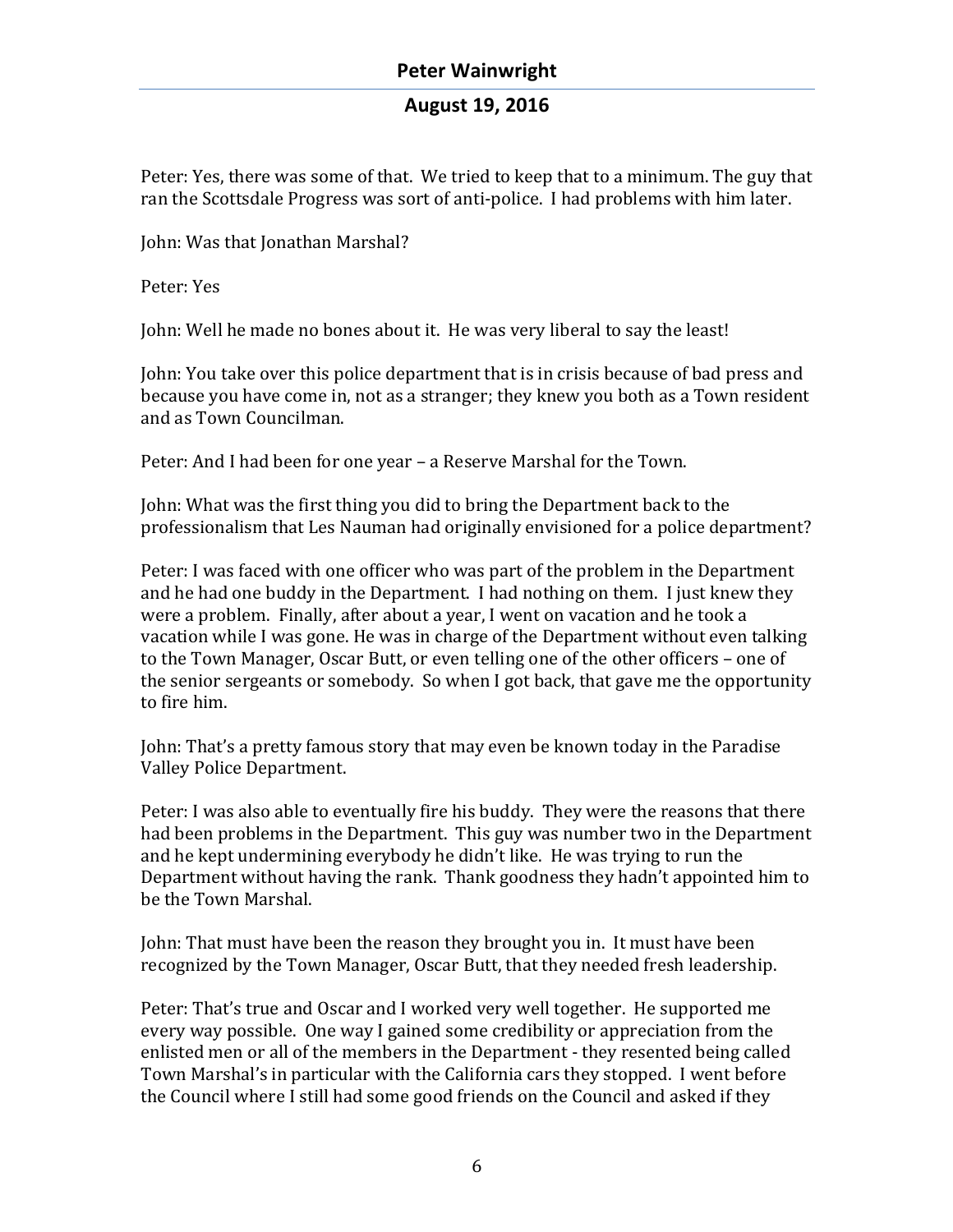Peter: Yes, there was some of that. We tried to keep that to a minimum. The guy that ran the Scottsdale Progress was sort of anti-police. I had problems with him later.

John: Was that Jonathan Marshal?

Peter: Yes

John: Well he made no bones about it. He was very liberal to say the least!

John: You take over this police department that is in crisis because of bad press and because you have come in, not as a stranger; they knew you both as a Town resident and as Town Councilman.

Peter: And I had been for one year – a Reserve Marshal for the Town.

John: What was the first thing you did to bring the Department back to the professionalism that Les Nauman had originally envisioned for a police department?

Peter: I was faced with one officer who was part of the problem in the Department and he had one buddy in the Department. I had nothing on them. I just knew they were a problem. Finally, after about a year, I went on vacation and he took a vacation while I was gone. He was in charge of the Department without even talking to the Town Manager, Oscar Butt, or even telling one of the other officers – one of the senior sergeants or somebody. So when I got back, that gave me the opportunity to fire him.

John: That's a pretty famous story that may even be known today in the Paradise Valley Police Department.

Peter: I was also able to eventually fire his buddy. They were the reasons that there had been problems in the Department. This guy was number two in the Department and he kept undermining everybody he didn't like. He was trying to run the Department without having the rank. Thank goodness they hadn't appointed him to be the Town Marshal.

John: That must have been the reason they brought you in. It must have been recognized by the Town Manager, Oscar Butt, that they needed fresh leadership.

Peter: That's true and Oscar and I worked very well together. He supported me every way possible. One way I gained some credibility or appreciation from the enlisted men or all of the members in the Department - they resented being called Town Marshal's in particular with the California cars they stopped. I went before the Council where I still had some good friends on the Council and asked if they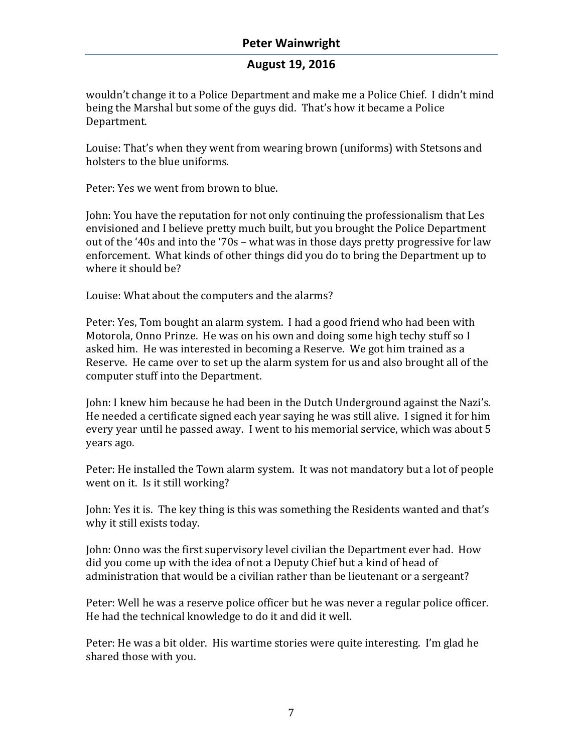wouldn't change it to a Police Department and make me a Police Chief. I didn't mind being the Marshal but some of the guys did. That's how it became a Police Department.

Louise: That's when they went from wearing brown (uniforms) with Stetsons and holsters to the blue uniforms.

Peter: Yes we went from brown to blue.

John: You have the reputation for not only continuing the professionalism that Les envisioned and I believe pretty much built, but you brought the Police Department out of the '40s and into the '70s – what was in those days pretty progressive for law enforcement. What kinds of other things did you do to bring the Department up to where it should be?

Louise: What about the computers and the alarms?

Peter: Yes, Tom bought an alarm system. I had a good friend who had been with Motorola, Onno Prinze. He was on his own and doing some high techy stuff so I asked him. He was interested in becoming a Reserve. We got him trained as a Reserve. He came over to set up the alarm system for us and also brought all of the computer stuff into the Department.

John: I knew him because he had been in the Dutch Underground against the Nazi's. He needed a certificate signed each year saying he was still alive. I signed it for him every year until he passed away. I went to his memorial service, which was about 5 years ago.

Peter: He installed the Town alarm system. It was not mandatory but a lot of people went on it. Is it still working?

John: Yes it is. The key thing is this was something the Residents wanted and that's why it still exists today.

John: Onno was the first supervisory level civilian the Department ever had. How did you come up with the idea of not a Deputy Chief but a kind of head of administration that would be a civilian rather than be lieutenant or a sergeant?

Peter: Well he was a reserve police officer but he was never a regular police officer. He had the technical knowledge to do it and did it well.

Peter: He was a bit older. His wartime stories were quite interesting. I'm glad he shared those with you.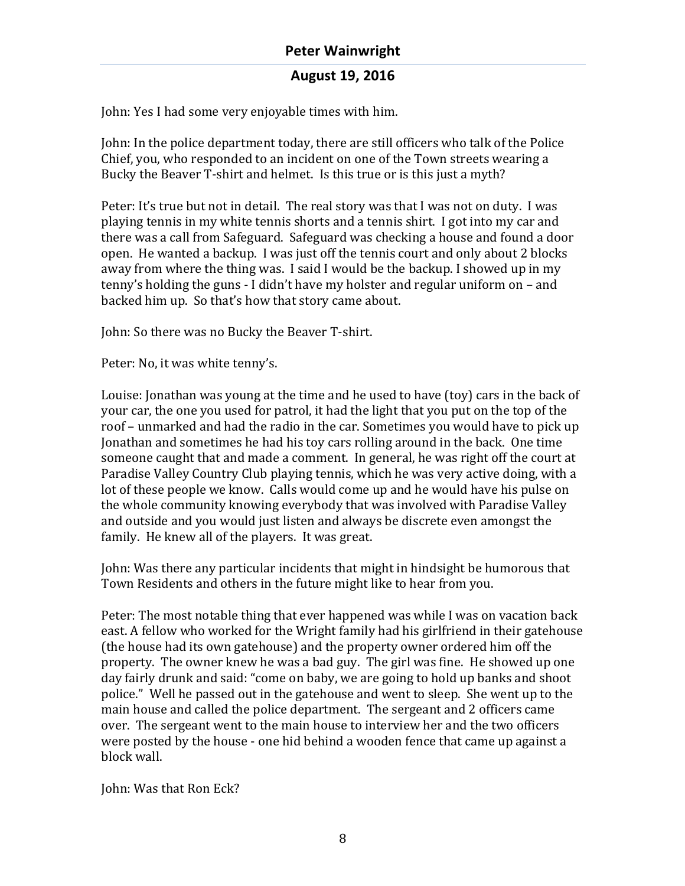John: Yes I had some very enjoyable times with him.

John: In the police department today, there are still officers who talk of the Police Chief, you, who responded to an incident on one of the Town streets wearing a Bucky the Beaver T-shirt and helmet. Is this true or is this just a myth?

Peter: It's true but not in detail. The real story was that I was not on duty. I was playing tennis in my white tennis shorts and a tennis shirt. I got into my car and there was a call from Safeguard. Safeguard was checking a house and found a door open. He wanted a backup. I was just off the tennis court and only about 2 blocks away from where the thing was. I said I would be the backup. I showed up in my tenny's holding the guns - I didn't have my holster and regular uniform on – and backed him up. So that's how that story came about.

John: So there was no Bucky the Beaver T-shirt.

Peter: No, it was white tenny's.

Louise: Jonathan was young at the time and he used to have (toy) cars in the back of your car, the one you used for patrol, it had the light that you put on the top of the roof – unmarked and had the radio in the car. Sometimes you would have to pick up Jonathan and sometimes he had his toy cars rolling around in the back. One time someone caught that and made a comment. In general, he was right off the court at Paradise Valley Country Club playing tennis, which he was very active doing, with a lot of these people we know. Calls would come up and he would have his pulse on the whole community knowing everybody that was involved with Paradise Valley and outside and you would just listen and always be discrete even amongst the family. He knew all of the players. It was great.

John: Was there any particular incidents that might in hindsight be humorous that Town Residents and others in the future might like to hear from you.

Peter: The most notable thing that ever happened was while I was on vacation back east. A fellow who worked for the Wright family had his girlfriend in their gatehouse (the house had its own gatehouse) and the property owner ordered him off the property. The owner knew he was a bad guy. The girl was fine. He showed up one day fairly drunk and said: "come on baby, we are going to hold up banks and shoot police." Well he passed out in the gatehouse and went to sleep. She went up to the main house and called the police department. The sergeant and 2 officers came over. The sergeant went to the main house to interview her and the two officers were posted by the house - one hid behind a wooden fence that came up against a block wall.

John: Was that Ron Eck?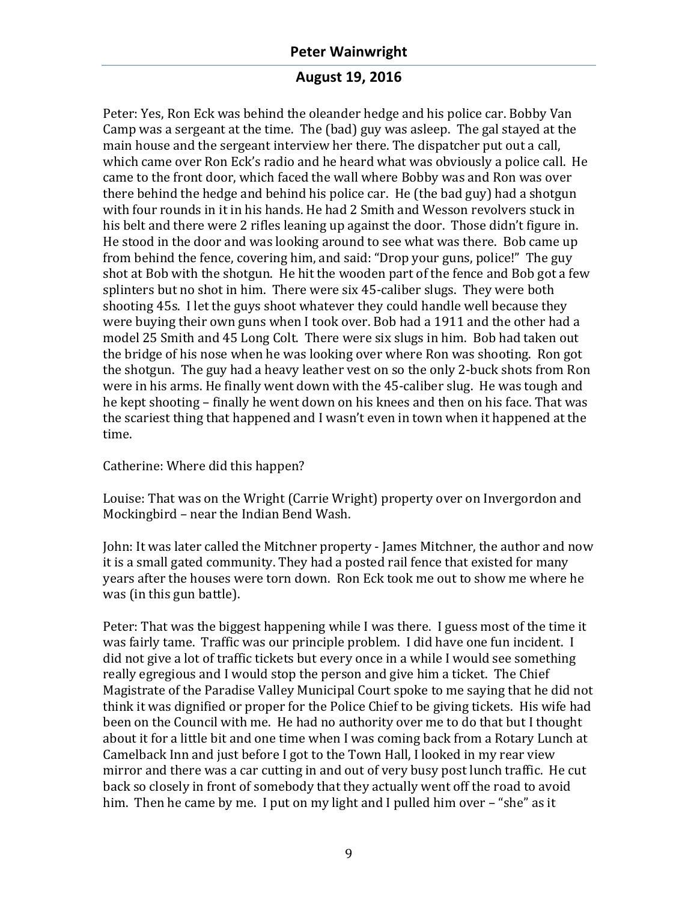Peter: Yes, Ron Eck was behind the oleander hedge and his police car. Bobby Van Camp was a sergeant at the time. The (bad) guy was asleep. The gal stayed at the main house and the sergeant interview her there. The dispatcher put out a call, which came over Ron Eck's radio and he heard what was obviously a police call. He came to the front door, which faced the wall where Bobby was and Ron was over there behind the hedge and behind his police car. He (the bad guy) had a shotgun with four rounds in it in his hands. He had 2 Smith and Wesson revolvers stuck in his belt and there were 2 rifles leaning up against the door. Those didn't figure in. He stood in the door and was looking around to see what was there. Bob came up from behind the fence, covering him, and said: "Drop your guns, police!" The guy shot at Bob with the shotgun. He hit the wooden part of the fence and Bob got a few splinters but no shot in him. There were six 45-caliber slugs. They were both shooting 45s. I let the guys shoot whatever they could handle well because they were buying their own guns when I took over. Bob had a 1911 and the other had a model 25 Smith and 45 Long Colt. There were six slugs in him. Bob had taken out the bridge of his nose when he was looking over where Ron was shooting. Ron got the shotgun. The guy had a heavy leather vest on so the only 2-buck shots from Ron were in his arms. He finally went down with the 45-caliber slug. He was tough and he kept shooting – finally he went down on his knees and then on his face. That was the scariest thing that happened and I wasn't even in town when it happened at the time.

Catherine: Where did this happen?

Louise: That was on the Wright (Carrie Wright) property over on Invergordon and Mockingbird – near the Indian Bend Wash.

John: It was later called the Mitchner property - James Mitchner, the author and now it is a small gated community. They had a posted rail fence that existed for many years after the houses were torn down. Ron Eck took me out to show me where he was (in this gun battle).

Peter: That was the biggest happening while I was there. I guess most of the time it was fairly tame. Traffic was our principle problem. I did have one fun incident. I did not give a lot of traffic tickets but every once in a while I would see something really egregious and I would stop the person and give him a ticket. The Chief Magistrate of the Paradise Valley Municipal Court spoke to me saying that he did not think it was dignified or proper for the Police Chief to be giving tickets. His wife had been on the Council with me. He had no authority over me to do that but I thought about it for a little bit and one time when I was coming back from a Rotary Lunch at Camelback Inn and just before I got to the Town Hall, I looked in my rear view mirror and there was a car cutting in and out of very busy post lunch traffic. He cut back so closely in front of somebody that they actually went off the road to avoid him. Then he came by me. I put on my light and I pulled him over – "she" as it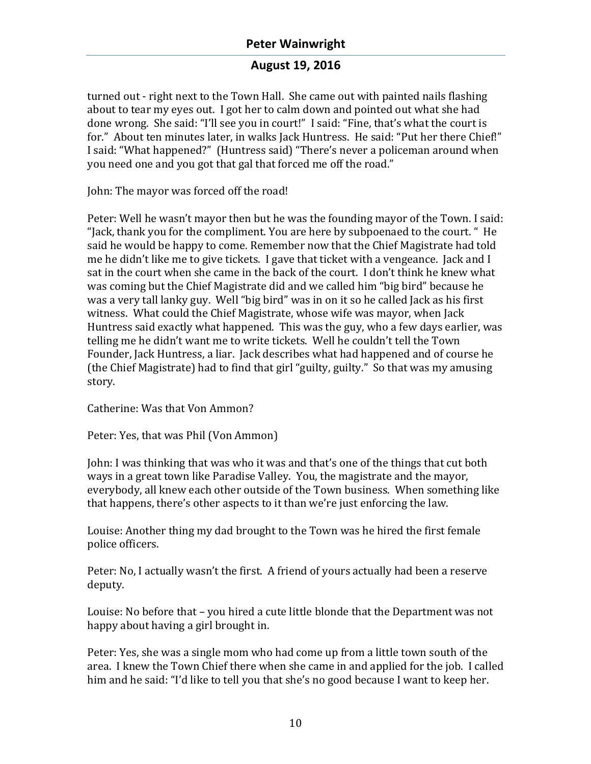turned out - right next to the Town Hall. She came out with painted nails flashing about to tear my eyes out. I got her to calm down and pointed out what she had done wrong. She said: "I'll see you in court!" I said: "Fine, that's what the court is for." About ten minutes later, in walks Jack Huntress. He said: "Put her there Chief!" I said: "What happened?" (Huntress said) "There's never a policeman around when you need one and you got that gal that forced me off the road."

John: The mayor was forced off the road!

Peter: Well he wasn't mayor then but he was the founding mayor of the Town. I said: "Jack, thank you for the compliment. You are here by subpoenaed to the court. " He said he would be happy to come. Remember now that the Chief Magistrate had told me he didn't like me to give tickets. I gave that ticket with a vengeance. Jack and I sat in the court when she came in the back of the court. I don't think he knew what was coming but the Chief Magistrate did and we called him "big bird" because he was a very tall lanky guy. Well "big bird" was in on it so he called Jack as his first witness. What could the Chief Magistrate, whose wife was mayor, when Jack Huntress said exactly what happened. This was the guy, who a few days earlier, was telling me he didn't want me to write tickets. Well he couldn't tell the Town Founder, Jack Huntress, a liar. Jack describes what had happened and of course he (the Chief Magistrate) had to find that girl "guilty, guilty." So that was my amusing story.

Catherine: Was that Von Ammon?

Peter: Yes, that was Phil (Von Ammon)

John: I was thinking that was who it was and that's one of the things that cut both ways in a great town like Paradise Valley. You, the magistrate and the mayor, everybody, all knew each other outside of the Town business. When something like that happens, there's other aspects to it than we're just enforcing the law.

Louise: Another thing my dad brought to the Town was he hired the first female police officers.

Peter: No, I actually wasn't the first. A friend of yours actually had been a reserve deputy.

Louise: No before that – you hired a cute little blonde that the Department was not happy about having a girl brought in.

Peter: Yes, she was a single mom who had come up from a little town south of the area. I knew the Town Chief there when she came in and applied for the job. I called him and he said: "I'd like to tell you that she's no good because I want to keep her.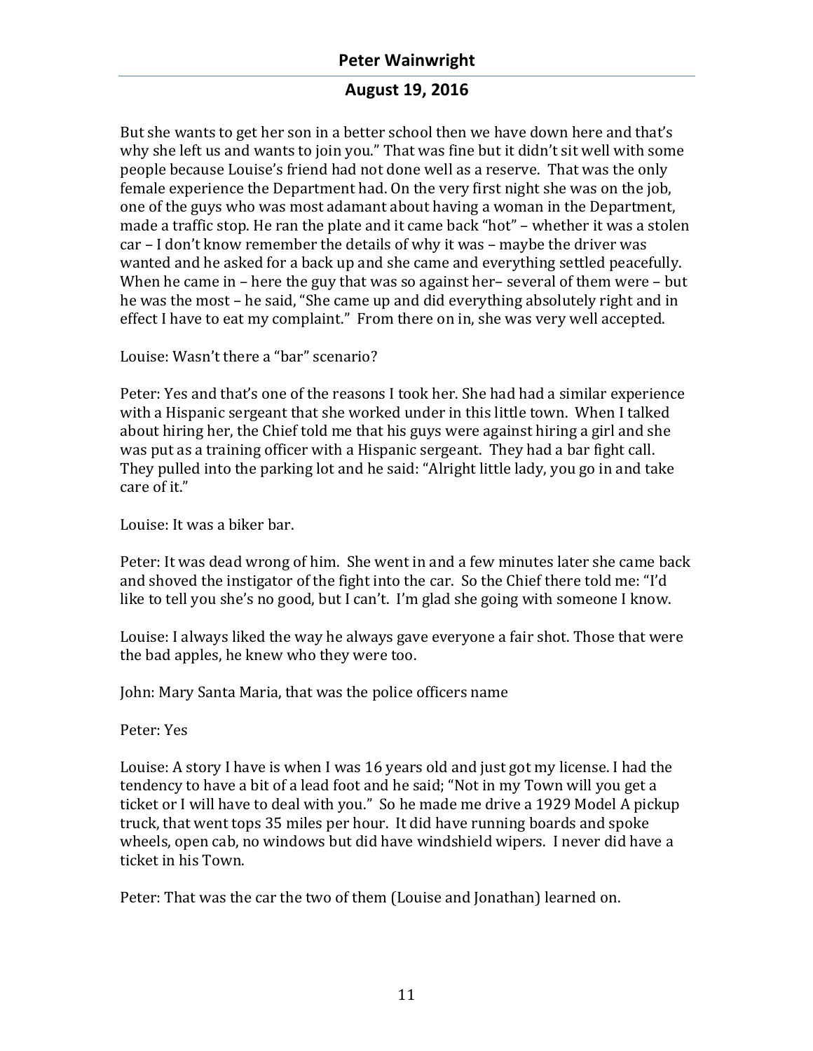But she wants to get her son in a better school then we have down here and that's why she left us and wants to join you." That was fine but it didn't sit well with some people because Louise's friend had not done well as a reserve. That was the only female experience the Department had. On the very first night she was on the job, one of the guys who was most adamant about having a woman in the Department, made a traffic stop. He ran the plate and it came back "hot" – whether it was a stolen car – I don't know remember the details of why it was – maybe the driver was wanted and he asked for a back up and she came and everything settled peacefully. When he came in – here the guy that was so against her– several of them were – but he was the most – he said, "She came up and did everything absolutely right and in effect I have to eat my complaint." From there on in, she was very well accepted.

Louise: Wasn't there a "bar" scenario?

Peter: Yes and that's one of the reasons I took her. She had had a similar experience with a Hispanic sergeant that she worked under in this little town. When I talked about hiring her, the Chief told me that his guys were against hiring a girl and she was put as a training officer with a Hispanic sergeant. They had a bar fight call. They pulled into the parking lot and he said: "Alright little lady, you go in and take care of it."

Louise: It was a biker bar.

Peter: It was dead wrong of him. She went in and a few minutes later she came back and shoved the instigator of the fight into the car. So the Chief there told me: "I'd like to tell you she's no good, but I can't. I'm glad she going with someone I know.

Louise: I always liked the way he always gave everyone a fair shot. Those that were the bad apples, he knew who they were too.

John: Mary Santa Maria, that was the police officers name

Peter: Yes

Louise: A story I have is when I was 16 years old and just got my license. I had the tendency to have a bit of a lead foot and he said; "Not in my Town will you get a ticket or I will have to deal with you." So he made me drive a 1929 Model A pickup truck, that went tops 35 miles per hour. It did have running boards and spoke wheels, open cab, no windows but did have windshield wipers. I never did have a ticket in his Town.

Peter: That was the car the two of them (Louise and Jonathan) learned on.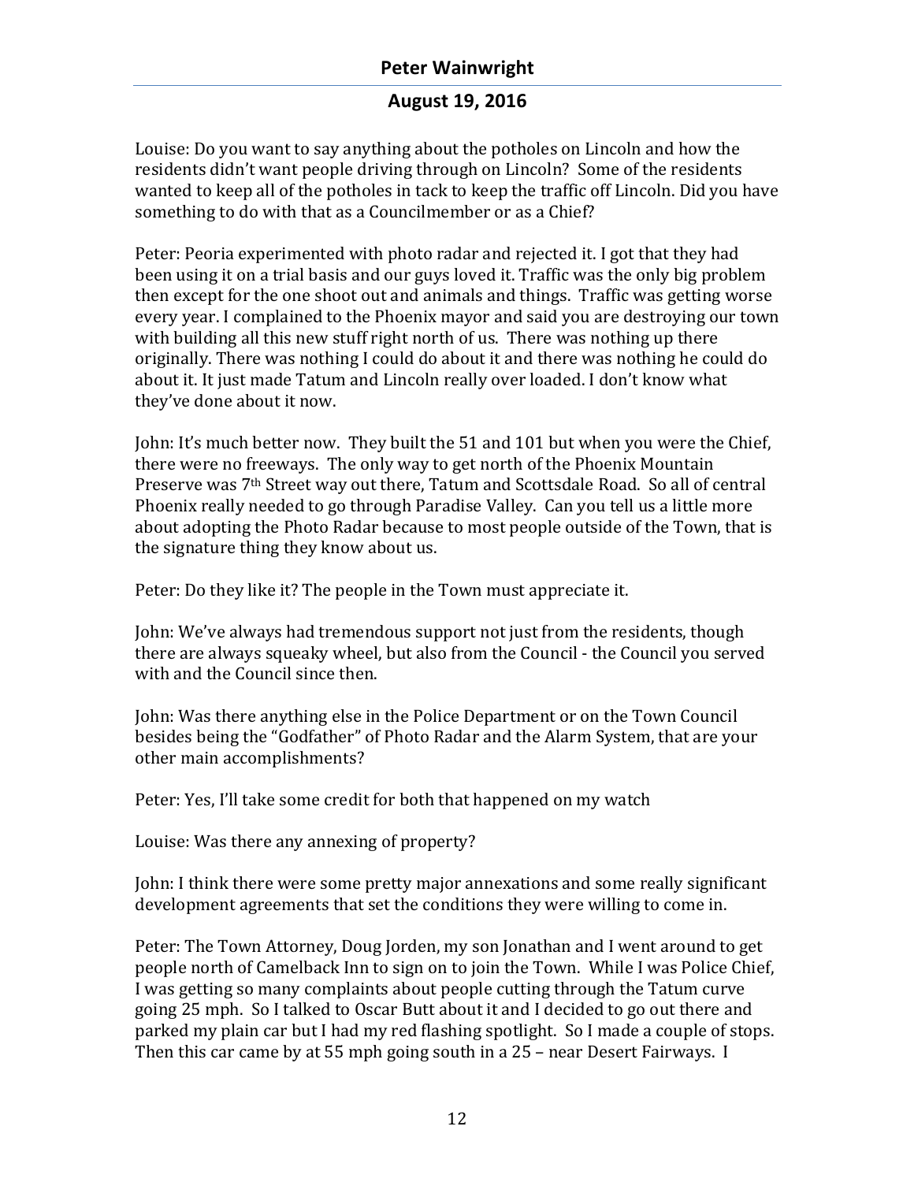Louise: Do you want to say anything about the potholes on Lincoln and how the residents didn't want people driving through on Lincoln? Some of the residents wanted to keep all of the potholes in tack to keep the traffic off Lincoln. Did you have something to do with that as a Councilmember or as a Chief?

Peter: Peoria experimented with photo radar and rejected it. I got that they had been using it on a trial basis and our guys loved it. Traffic was the only big problem then except for the one shoot out and animals and things. Traffic was getting worse every year. I complained to the Phoenix mayor and said you are destroying our town with building all this new stuff right north of us. There was nothing up there originally. There was nothing I could do about it and there was nothing he could do about it. It just made Tatum and Lincoln really over loaded. I don't know what they've done about it now.

John: It's much better now. They built the 51 and 101 but when you were the Chief, there were no freeways. The only way to get north of the Phoenix Mountain Preserve was 7th Street way out there, Tatum and Scottsdale Road. So all of central Phoenix really needed to go through Paradise Valley. Can you tell us a little more about adopting the Photo Radar because to most people outside of the Town, that is the signature thing they know about us.

Peter: Do they like it? The people in the Town must appreciate it.

John: We've always had tremendous support not just from the residents, though there are always squeaky wheel, but also from the Council - the Council you served with and the Council since then.

John: Was there anything else in the Police Department or on the Town Council besides being the "Godfather" of Photo Radar and the Alarm System, that are your other main accomplishments?

Peter: Yes, I'll take some credit for both that happened on my watch

Louise: Was there any annexing of property?

John: I think there were some pretty major annexations and some really significant development agreements that set the conditions they were willing to come in.

Peter: The Town Attorney, Doug Jorden, my son Jonathan and I went around to get people north of Camelback Inn to sign on to join the Town. While I was Police Chief, I was getting so many complaints about people cutting through the Tatum curve going 25 mph. So I talked to Oscar Butt about it and I decided to go out there and parked my plain car but I had my red flashing spotlight. So I made a couple of stops. Then this car came by at 55 mph going south in a 25 – near Desert Fairways. I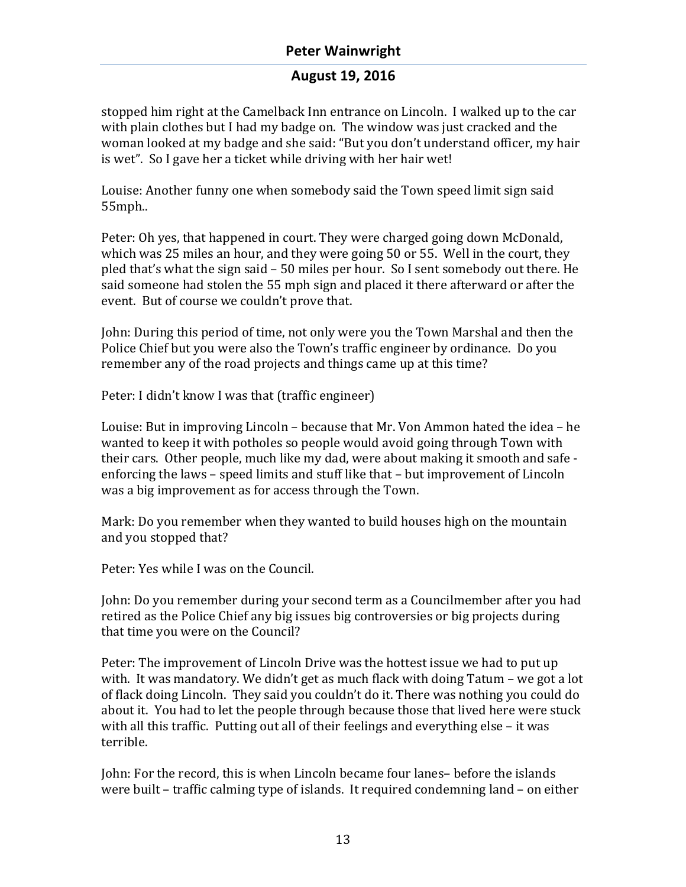stopped him right at the Camelback Inn entrance on Lincoln. I walked up to the car with plain clothes but I had my badge on. The window was just cracked and the woman looked at my badge and she said: "But you don't understand officer, my hair is wet". So I gave her a ticket while driving with her hair wet!

Louise: Another funny one when somebody said the Town speed limit sign said 55mph..

Peter: Oh yes, that happened in court. They were charged going down McDonald, which was 25 miles an hour, and they were going 50 or 55. Well in the court, they pled that's what the sign said – 50 miles per hour. So I sent somebody out there. He said someone had stolen the 55 mph sign and placed it there afterward or after the event. But of course we couldn't prove that.

John: During this period of time, not only were you the Town Marshal and then the Police Chief but you were also the Town's traffic engineer by ordinance. Do you remember any of the road projects and things came up at this time?

Peter: I didn't know I was that (traffic engineer)

Louise: But in improving Lincoln – because that Mr. Von Ammon hated the idea – he wanted to keep it with potholes so people would avoid going through Town with their cars. Other people, much like my dad, were about making it smooth and safe - enforcing the laws – speed limits and stuff like that – but improvement of Lincoln was a big improvement as for access through the Town.

Mark: Do you remember when they wanted to build houses high on the mountain and you stopped that?

Peter: Yes while I was on the Council.

John: Do you remember during your second term as a Councilmember after you had retired as the Police Chief any big issues big controversies or big projects during that time you were on the Council?

Peter: The improvement of Lincoln Drive was the hottest issue we had to put up with. It was mandatory. We didn't get as much flack with doing Tatum – we got a lot of flack doing Lincoln. They said you couldn't do it. There was nothing you could do about it. You had to let the people through because those that lived here were stuck with all this traffic. Putting out all of their feelings and everything else – it was terrible.

John: For the record, this is when Lincoln became four lanes– before the islands were built – traffic calming type of islands. It required condemning land – on either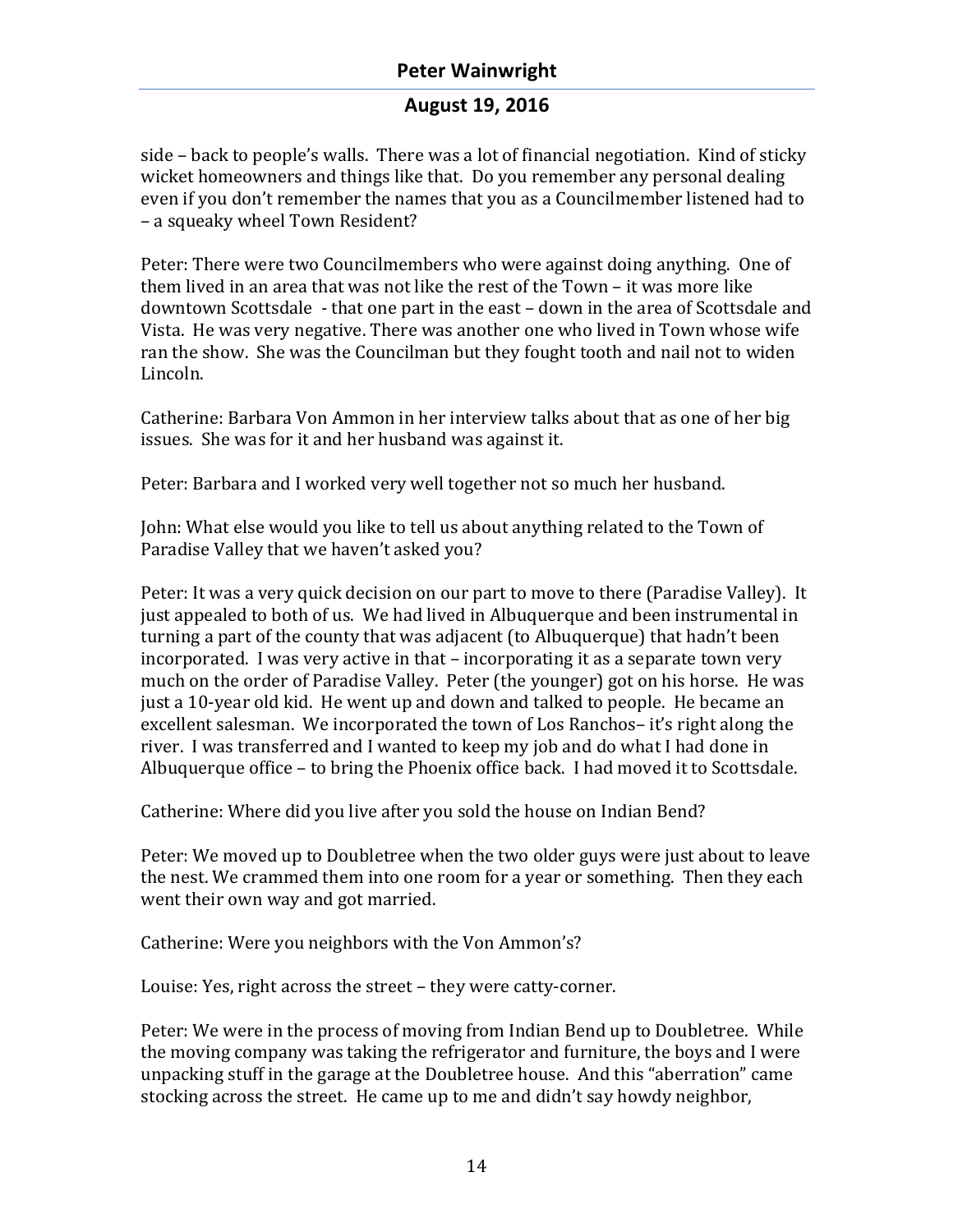side – back to people's walls. There was a lot of financial negotiation. Kind of sticky wicket homeowners and things like that. Do you remember any personal dealing even if you don't remember the names that you as a Councilmember listened had to – a squeaky wheel Town Resident?

Peter: There were two Councilmembers who were against doing anything. One of them lived in an area that was not like the rest of the Town – it was more like downtown Scottsdale - that one part in the east – down in the area of Scottsdale and Vista. He was very negative. There was another one who lived in Town whose wife ran the show. She was the Councilman but they fought tooth and nail not to widen Lincoln.

Catherine: Barbara Von Ammon in her interview talks about that as one of her big issues. She was for it and her husband was against it.

Peter: Barbara and I worked very well together not so much her husband.

John: What else would you like to tell us about anything related to the Town of Paradise Valley that we haven't asked you?

Peter: It was a very quick decision on our part to move to there (Paradise Valley). It just appealed to both of us. We had lived in Albuquerque and been instrumental in turning a part of the county that was adjacent (to Albuquerque) that hadn't been incorporated. I was very active in that – incorporating it as a separate town very much on the order of Paradise Valley. Peter (the younger) got on his horse. He was just a 10-year old kid. He went up and down and talked to people. He became an excellent salesman. We incorporated the town of Los Ranchos– it's right along the river. I was transferred and I wanted to keep my job and do what I had done in Albuquerque office – to bring the Phoenix office back. I had moved it to Scottsdale.

Catherine: Where did you live after you sold the house on Indian Bend?

Peter: We moved up to Doubletree when the two older guys were just about to leave the nest. We crammed them into one room for a year or something. Then they each went their own way and got married.

Catherine: Were you neighbors with the Von Ammon's?

Louise: Yes, right across the street – they were catty-corner.

Peter: We were in the process of moving from Indian Bend up to Doubletree. While the moving company was taking the refrigerator and furniture, the boys and I were unpacking stuff in the garage at the Doubletree house. And this "aberration" came stocking across the street. He came up to me and didn't say howdy neighbor,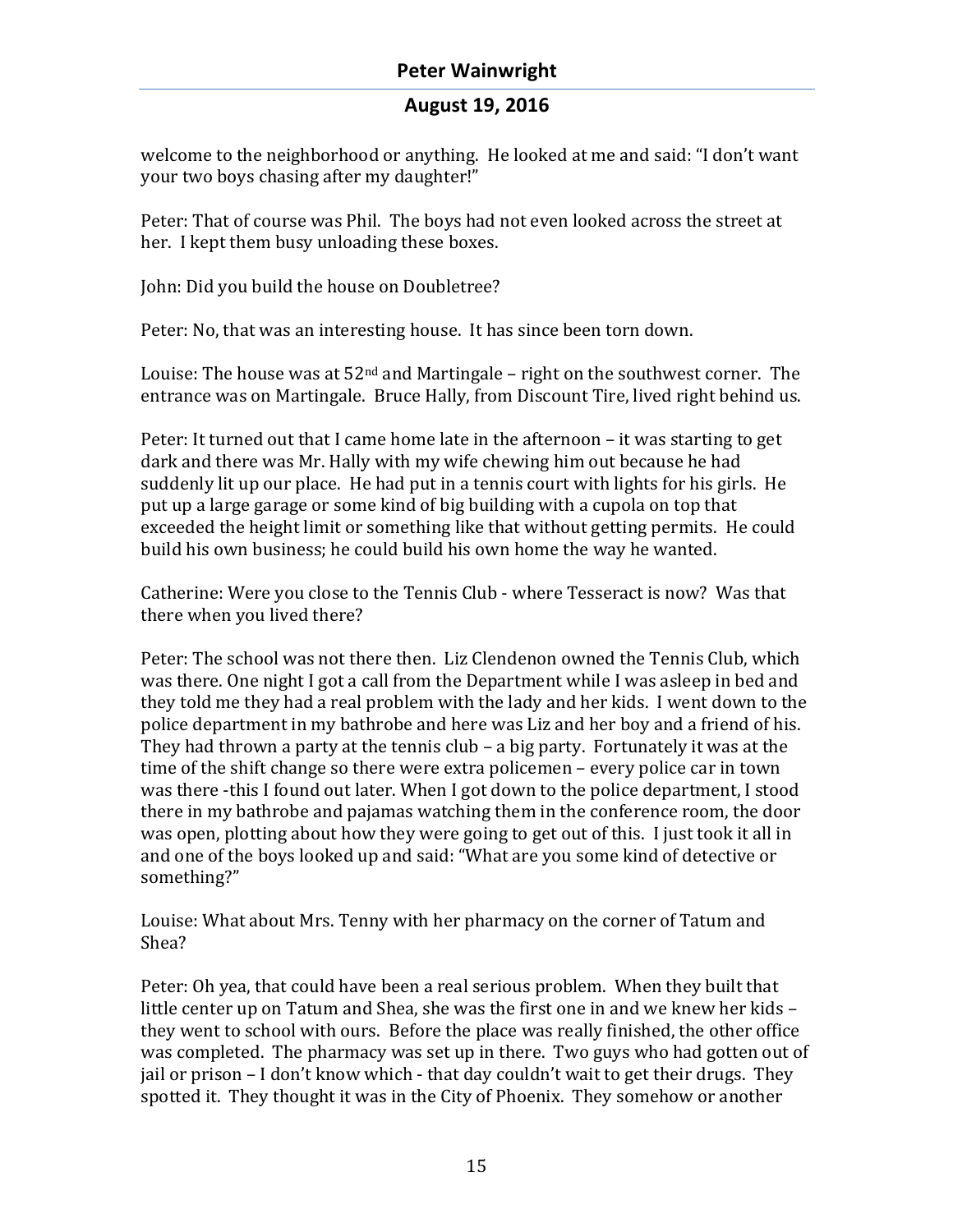welcome to the neighborhood or anything. He looked at me and said: "I don't want your two boys chasing after my daughter!"

Peter: That of course was Phil. The boys had not even looked across the street at her. I kept them busy unloading these boxes.

John: Did you build the house on Doubletree?

Peter: No, that was an interesting house. It has since been torn down.

Louise: The house was at 52nd and Martingale – right on the southwest corner. The entrance was on Martingale. Bruce Hally, from Discount Tire, lived right behind us.

Peter: It turned out that I came home late in the afternoon – it was starting to get dark and there was Mr. Hally with my wife chewing him out because he had suddenly lit up our place. He had put in a tennis court with lights for his girls. He put up a large garage or some kind of big building with a cupola on top that exceeded the height limit or something like that without getting permits. He could build his own business; he could build his own home the way he wanted.

Catherine: Were you close to the Tennis Club - where Tesseract is now? Was that there when you lived there?

Peter: The school was not there then. Liz Clendenon owned the Tennis Club, which was there. One night I got a call from the Department while I was asleep in bed and they told me they had a real problem with the lady and her kids. I went down to the police department in my bathrobe and here was Liz and her boy and a friend of his. They had thrown a party at the tennis club – a big party. Fortunately it was at the time of the shift change so there were extra policemen – every police car in town was there -this I found out later. When I got down to the police department, I stood there in my bathrobe and pajamas watching them in the conference room, the door was open, plotting about how they were going to get out of this. I just took it all in and one of the boys looked up and said: "What are you some kind of detective or something?"

Louise: What about Mrs. Tenny with her pharmacy on the corner of Tatum and Shea?

Peter: Oh yea, that could have been a real serious problem. When they built that little center up on Tatum and Shea, she was the first one in and we knew her kids – they went to school with ours. Before the place was really finished, the other office was completed. The pharmacy was set up in there. Two guys who had gotten out of jail or prison – I don't know which - that day couldn't wait to get their drugs. They spotted it. They thought it was in the City of Phoenix. They somehow or another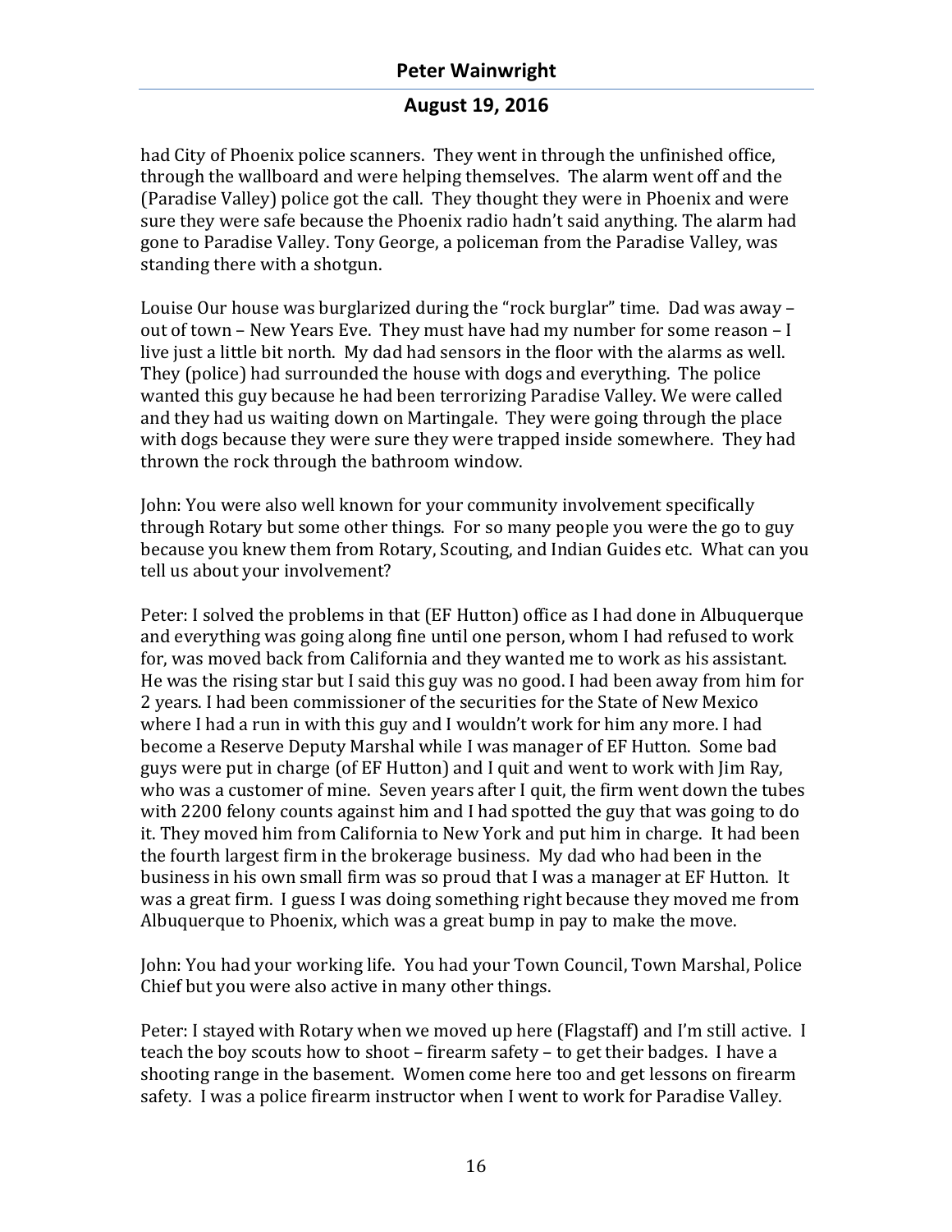had City of Phoenix police scanners. They went in through the unfinished office, through the wallboard and were helping themselves. The alarm went off and the (Paradise Valley) police got the call. They thought they were in Phoenix and were sure they were safe because the Phoenix radio hadn't said anything. The alarm had gone to Paradise Valley. Tony George, a policeman from the Paradise Valley, was standing there with a shotgun.

Louise Our house was burglarized during the "rock burglar" time. Dad was away – out of town – New Years Eve. They must have had my number for some reason – I live just a little bit north. My dad had sensors in the floor with the alarms as well. They (police) had surrounded the house with dogs and everything. The police wanted this guy because he had been terrorizing Paradise Valley. We were called and they had us waiting down on Martingale. They were going through the place with dogs because they were sure they were trapped inside somewhere. They had thrown the rock through the bathroom window.

John: You were also well known for your community involvement specifically through Rotary but some other things. For so many people you were the go to guy because you knew them from Rotary, Scouting, and Indian Guides etc. What can you tell us about your involvement?

Peter: I solved the problems in that (EF Hutton) office as I had done in Albuquerque and everything was going along fine until one person, whom I had refused to work for, was moved back from California and they wanted me to work as his assistant. He was the rising star but I said this guy was no good. I had been away from him for 2 years. I had been commissioner of the securities for the State of New Mexico where I had a run in with this guy and I wouldn't work for him any more. I had become a Reserve Deputy Marshal while I was manager of EF Hutton. Some bad guys were put in charge (of EF Hutton) and I quit and went to work with Jim Ray, who was a customer of mine. Seven years after I quit, the firm went down the tubes with 2200 felony counts against him and I had spotted the guy that was going to do it. They moved him from California to New York and put him in charge. It had been the fourth largest firm in the brokerage business. My dad who had been in the business in his own small firm was so proud that I was a manager at EF Hutton. It was a great firm. I guess I was doing something right because they moved me from Albuquerque to Phoenix, which was a great bump in pay to make the move.

John: You had your working life. You had your Town Council, Town Marshal, Police Chief but you were also active in many other things.

Peter: I stayed with Rotary when we moved up here (Flagstaff) and I'm still active. I teach the boy scouts how to shoot – firearm safety – to get their badges. I have a shooting range in the basement. Women come here too and get lessons on firearm safety. I was a police firearm instructor when I went to work for Paradise Valley.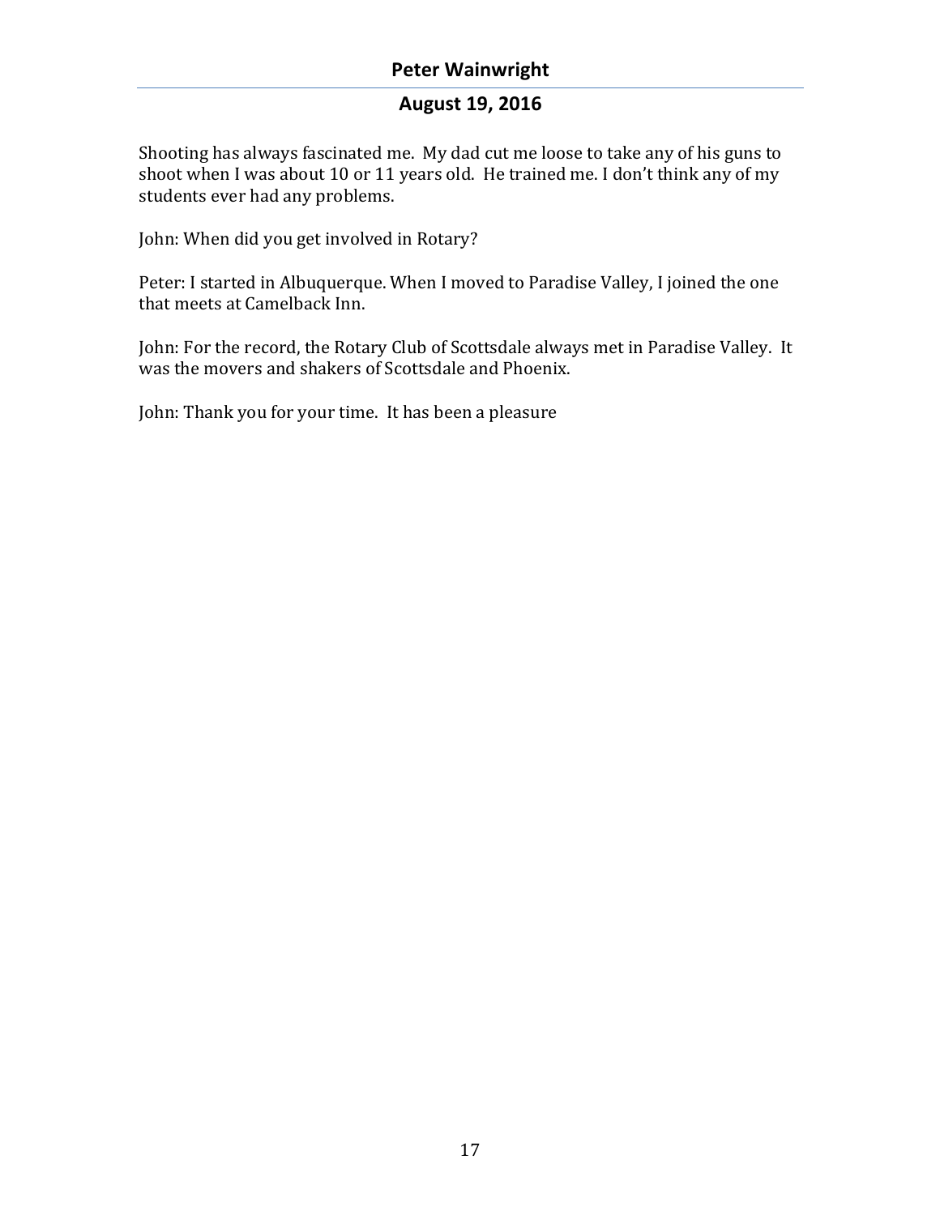Shooting has always fascinated me. My dad cut me loose to take any of his guns to shoot when I was about 10 or 11 years old. He trained me. I don't think any of my students ever had any problems.

John: When did you get involved in Rotary?

Peter: I started in Albuquerque. When I moved to Paradise Valley, I joined the one that meets at Camelback Inn.

John: For the record, the Rotary Club of Scottsdale always met in Paradise Valley. It was the movers and shakers of Scottsdale and Phoenix.

John: Thank you for your time. It has been a pleasure